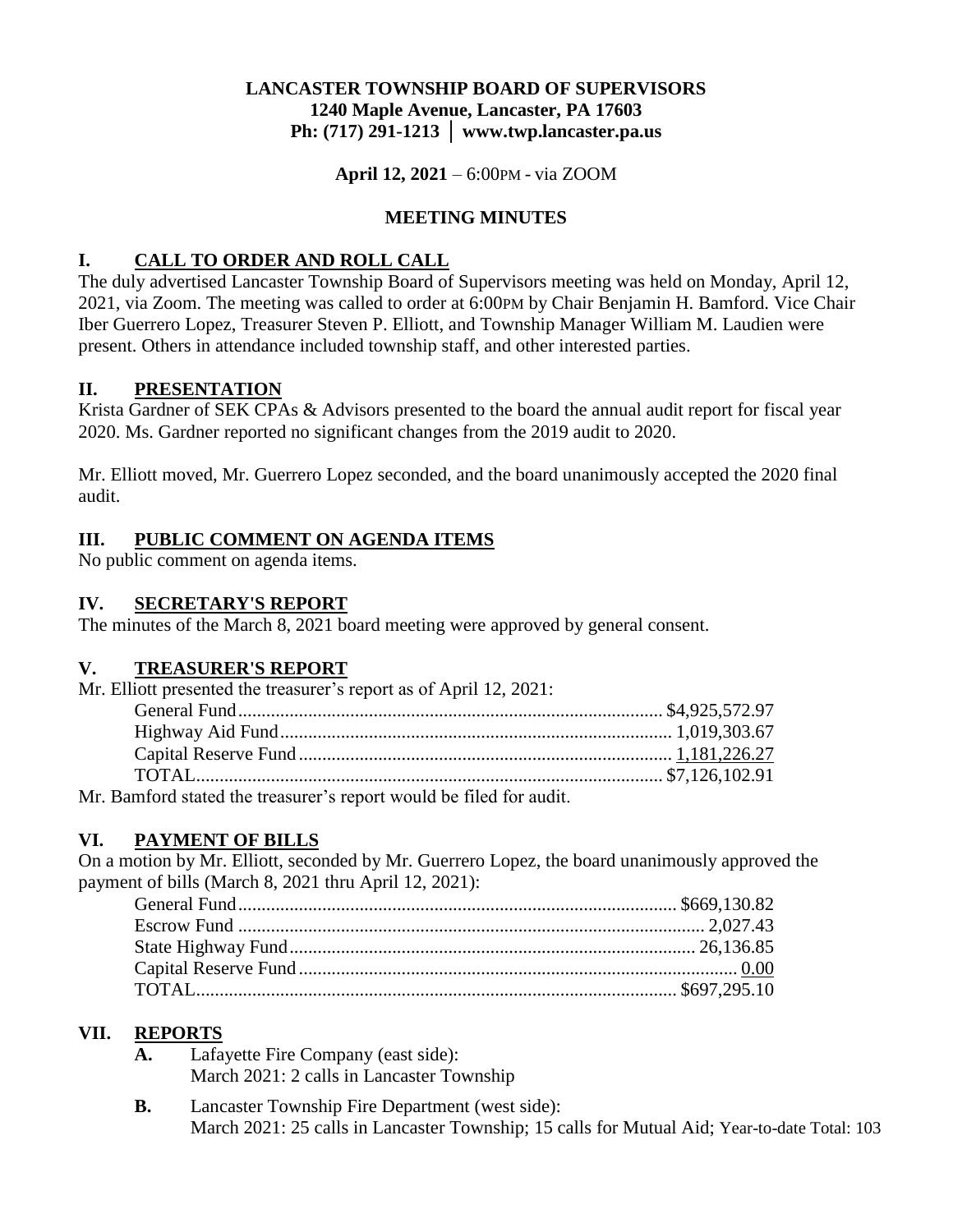**LANCASTER TOWNSHIP BOARD OF SUPERVISORS**
**1240 Maple Avenue, Lancaster, PA 17603**
**Ph: (717) 291-1213 │ www.twp.lancaster.pa.us**

**April 12, 2021** – 6:00PM - via ZOOM

**MEETING MINUTES**

## I. CALL TO ORDER AND ROLL CALL

The duly advertised Lancaster Township Board of Supervisors meeting was held on Monday, April 12, 2021, via Zoom. The meeting was called to order at 6:00PM by Chair Benjamin H. Bamford. Vice Chair Iber Guerrero Lopez, Treasurer Steven P. Elliott, and Township Manager William M. Laudien were present. Others in attendance included township staff, and other interested parties.

## II. PRESENTATION

Krista Gardner of SEK CPAs & Advisors presented to the board the annual audit report for fiscal year 2020. Ms. Gardner reported no significant changes from the 2019 audit to 2020.

Mr. Elliott moved, Mr. Guerrero Lopez seconded, and the board unanimously accepted the 2020 final audit.

## III. PUBLIC COMMENT ON AGENDA ITEMS

No public comment on agenda items.

## IV. SECRETARY'S REPORT

The minutes of the March 8, 2021 board meeting were approved by general consent.

## V. TREASURER'S REPORT

Mr. Elliott presented the treasurer's report as of April 12, 2021:

| | |
|---|---|
| General Fund | $4,925,572.97 |
| Highway Aid Fund | 1,019,303.67 |
| Capital Reserve Fund | 1,181,226.27 |
| TOTAL | $7,126,102.91 |

Mr. Bamford stated the treasurer's report would be filed for audit.

## VI. PAYMENT OF BILLS

On a motion by Mr. Elliott, seconded by Mr. Guerrero Lopez, the board unanimously approved the payment of bills (March 8, 2021 thru April 12, 2021):

| | |
|---|---|
| General Fund | $669,130.82 |
| Escrow Fund | 2,027.43 |
| State Highway Fund | 26,136.85 |
| Capital Reserve Fund | 0.00 |
| TOTAL | $697,295.10 |

## VII. REPORTS

**A.** Lafayette Fire Company (east side):
March 2021: 2 calls in Lancaster Township

**B.** Lancaster Township Fire Department (west side):
March 2021: 25 calls in Lancaster Township; 15 calls for Mutual Aid; Year-to-date Total: 103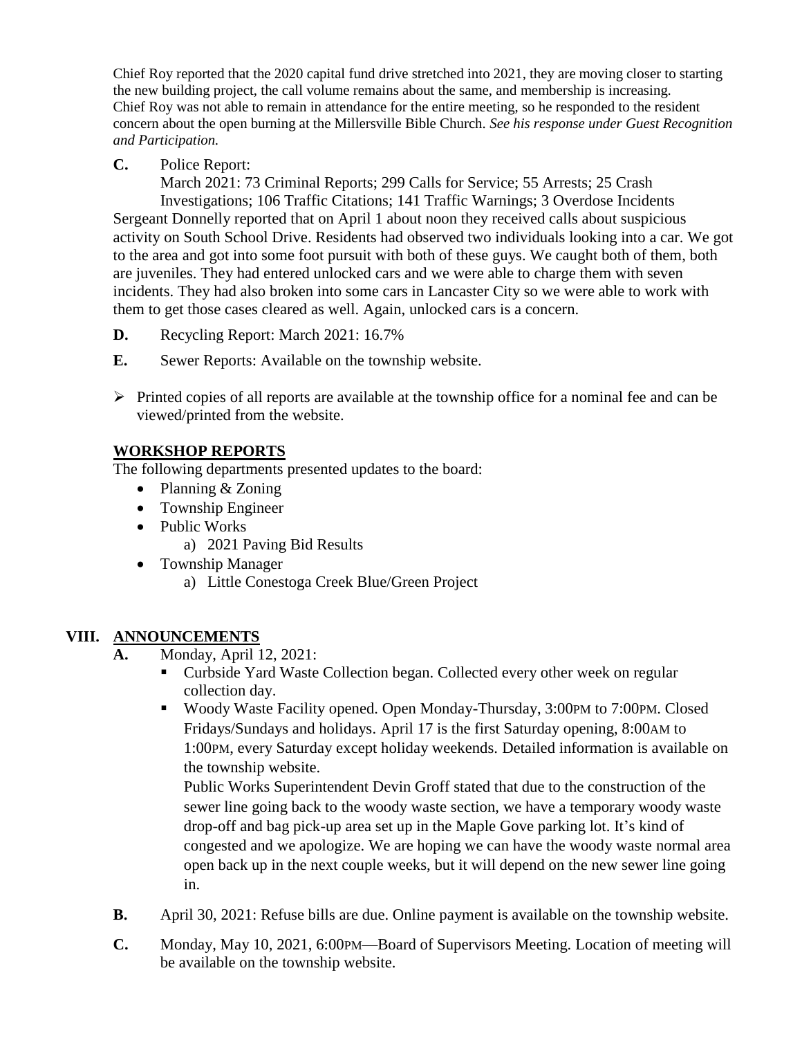Chief Roy reported that the 2020 capital fund drive stretched into 2021, they are moving closer to starting the new building project, the call volume remains about the same, and membership is increasing. Chief Roy was not able to remain in attendance for the entire meeting, so he responded to the resident concern about the open burning at the Millersville Bible Church. *See his response under Guest Recognition and Participation.*

**C.** Police Report:
March 2021: 73 Criminal Reports; 299 Calls for Service; 55 Arrests; 25 Crash Investigations; 106 Traffic Citations; 141 Traffic Warnings; 3 Overdose Incidents

Sergeant Donnelly reported that on April 1 about noon they received calls about suspicious activity on South School Drive. Residents had observed two individuals looking into a car. We got to the area and got into some foot pursuit with both of these guys. We caught both of them, both are juveniles. They had entered unlocked cars and we were able to charge them with seven incidents. They had also broken into some cars in Lancaster City so we were able to work with them to get those cases cleared as well. Again, unlocked cars is a concern.

**D.** Recycling Report: March 2021: 16.7%

**E.** Sewer Reports: Available on the township website.

- Printed copies of all reports are available at the township office for a nominal fee and can be viewed/printed from the website.

## WORKSHOP REPORTS

The following departments presented updates to the board:

- Planning & Zoning
- Township Engineer
- Public Works
  - a) 2021 Paving Bid Results
- Township Manager
  - a) Little Conestoga Creek Blue/Green Project

## VIII. ANNOUNCEMENTS

**A.** Monday, April 12, 2021:

- Curbside Yard Waste Collection began. Collected every other week on regular collection day.
- Woody Waste Facility opened. Open Monday-Thursday, 3:00PM to 7:00PM. Closed Fridays/Sundays and holidays. April 17 is the first Saturday opening, 8:00AM to 1:00PM, every Saturday except holiday weekends. Detailed information is available on the township website.

  Public Works Superintendent Devin Groff stated that due to the construction of the sewer line going back to the woody waste section, we have a temporary woody waste drop-off and bag pick-up area set up in the Maple Gove parking lot. It's kind of congested and we apologize. We are hoping we can have the woody waste normal area open back up in the next couple weeks, but it will depend on the new sewer line going in.

**B.** April 30, 2021: Refuse bills are due. Online payment is available on the township website.

**C.** Monday, May 10, 2021, 6:00PM—Board of Supervisors Meeting. Location of meeting will be available on the township website.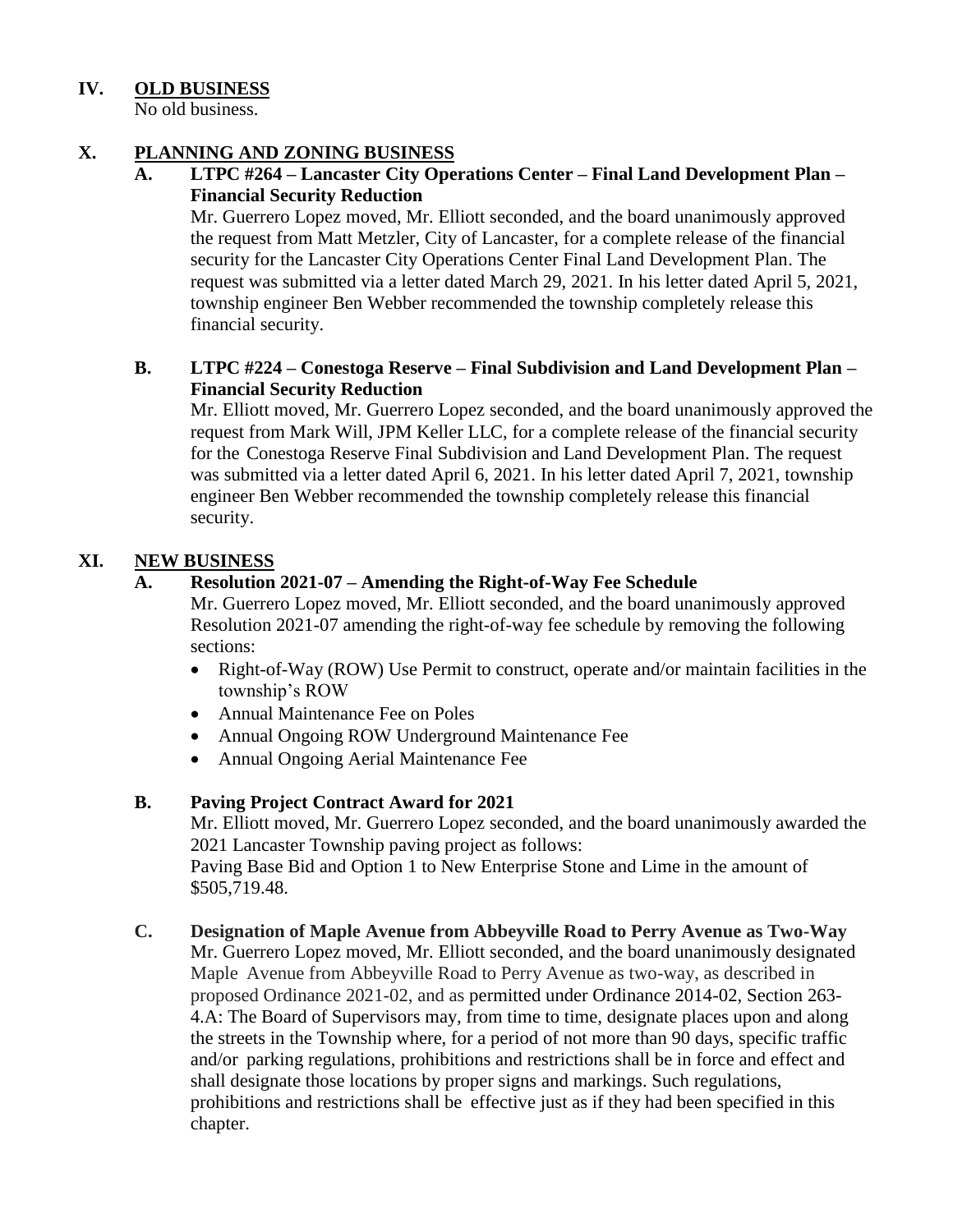## IV. OLD BUSINESS

No old business.

## X. PLANNING AND ZONING BUSINESS

### A. LTPC #264 – Lancaster City Operations Center – Final Land Development Plan – Financial Security Reduction

Mr. Guerrero Lopez moved, Mr. Elliott seconded, and the board unanimously approved the request from Matt Metzler, City of Lancaster, for a complete release of the financial security for the Lancaster City Operations Center Final Land Development Plan. The request was submitted via a letter dated March 29, 2021. In his letter dated April 5, 2021, township engineer Ben Webber recommended the township completely release this financial security.

### B. LTPC #224 – Conestoga Reserve – Final Subdivision and Land Development Plan – Financial Security Reduction

Mr. Elliott moved, Mr. Guerrero Lopez seconded, and the board unanimously approved the request from Mark Will, JPM Keller LLC, for a complete release of the financial security for the Conestoga Reserve Final Subdivision and Land Development Plan. The request was submitted via a letter dated April 6, 2021. In his letter dated April 7, 2021, township engineer Ben Webber recommended the township completely release this financial security.

## XI. NEW BUSINESS

### A. Resolution 2021-07 – Amending the Right-of-Way Fee Schedule

Mr. Guerrero Lopez moved, Mr. Elliott seconded, and the board unanimously approved Resolution 2021-07 amending the right-of-way fee schedule by removing the following sections:

- Right-of-Way (ROW) Use Permit to construct, operate and/or maintain facilities in the township's ROW
- Annual Maintenance Fee on Poles
- Annual Ongoing ROW Underground Maintenance Fee
- Annual Ongoing Aerial Maintenance Fee

### B. Paving Project Contract Award for 2021

Mr. Elliott moved, Mr. Guerrero Lopez seconded, and the board unanimously awarded the 2021 Lancaster Township paving project as follows:
Paving Base Bid and Option 1 to New Enterprise Stone and Lime in the amount of $505,719.48.

### C. Designation of Maple Avenue from Abbeyville Road to Perry Avenue as Two-Way

Mr. Guerrero Lopez moved, Mr. Elliott seconded, and the board unanimously designated Maple Avenue from Abbeyville Road to Perry Avenue as two-way, as described in proposed Ordinance 2021-02, and as permitted under Ordinance 2014-02, Section 263-4.A: The Board of Supervisors may, from time to time, designate places upon and along the streets in the Township where, for a period of not more than 90 days, specific traffic and/or parking regulations, prohibitions and restrictions shall be in force and effect and shall designate those locations by proper signs and markings. Such regulations, prohibitions and restrictions shall be effective just as if they had been specified in this chapter.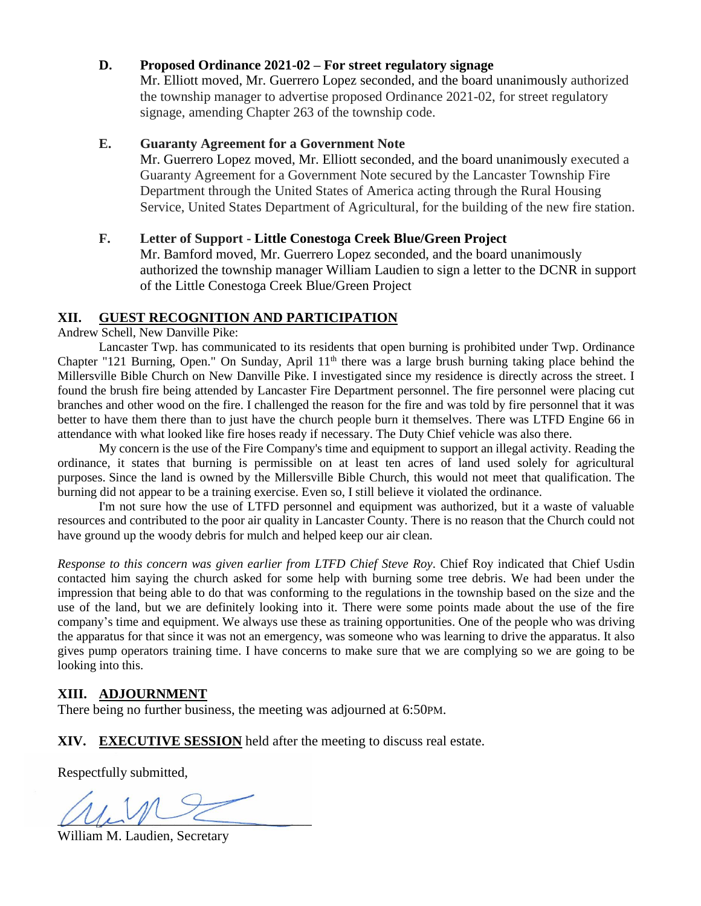**D. Proposed Ordinance 2021-02 – For street regulatory signage**

Mr. Elliott moved, Mr. Guerrero Lopez seconded, and the board unanimously authorized the township manager to advertise proposed Ordinance 2021-02, for street regulatory signage, amending Chapter 263 of the township code.

**E. Guaranty Agreement for a Government Note**

Mr. Guerrero Lopez moved, Mr. Elliott seconded, and the board unanimously executed a Guaranty Agreement for a Government Note secured by the Lancaster Township Fire Department through the United States of America acting through the Rural Housing Service, United States Department of Agricultural, for the building of the new fire station.

**F. Letter of Support - Little Conestoga Creek Blue/Green Project**

Mr. Bamford moved, Mr. Guerrero Lopez seconded, and the board unanimously authorized the township manager William Laudien to sign a letter to the DCNR in support of the Little Conestoga Creek Blue/Green Project

## XII. GUEST RECOGNITION AND PARTICIPATION

Andrew Schell, New Danville Pike:

Lancaster Twp. has communicated to its residents that open burning is prohibited under Twp. Ordinance Chapter "121 Burning, Open." On Sunday, April 11th there was a large brush burning taking place behind the Millersville Bible Church on New Danville Pike. I investigated since my residence is directly across the street. I found the brush fire being attended by Lancaster Fire Department personnel. The fire personnel were placing cut branches and other wood on the fire. I challenged the reason for the fire and was told by fire personnel that it was better to have them there than to just have the church people burn it themselves. There was LTFD Engine 66 in attendance with what looked like fire hoses ready if necessary. The Duty Chief vehicle was also there.

My concern is the use of the Fire Company's time and equipment to support an illegal activity. Reading the ordinance, it states that burning is permissible on at least ten acres of land used solely for agricultural purposes. Since the land is owned by the Millersville Bible Church, this would not meet that qualification. The burning did not appear to be a training exercise. Even so, I still believe it violated the ordinance.

I'm not sure how the use of LTFD personnel and equipment was authorized, but it a waste of valuable resources and contributed to the poor air quality in Lancaster County. There is no reason that the Church could not have ground up the woody debris for mulch and helped keep our air clean.

*Response to this concern was given earlier from LTFD Chief Steve Roy*. Chief Roy indicated that Chief Usdin contacted him saying the church asked for some help with burning some tree debris. We had been under the impression that being able to do that was conforming to the regulations in the township based on the size and the use of the land, but we are definitely looking into it. There were some points made about the use of the fire company's time and equipment. We always use these as training opportunities. One of the people who was driving the apparatus for that since it was not an emergency, was someone who was learning to drive the apparatus. It also gives pump operators training time. I have concerns to make sure that we are complying so we are going to be looking into this.

## XIII. ADJOURNMENT

There being no further business, the meeting was adjourned at 6:50PM.

**XIV. EXECUTIVE SESSION** held after the meeting to discuss real estate.

Respectfully submitted,

William M. Laudien, Secretary